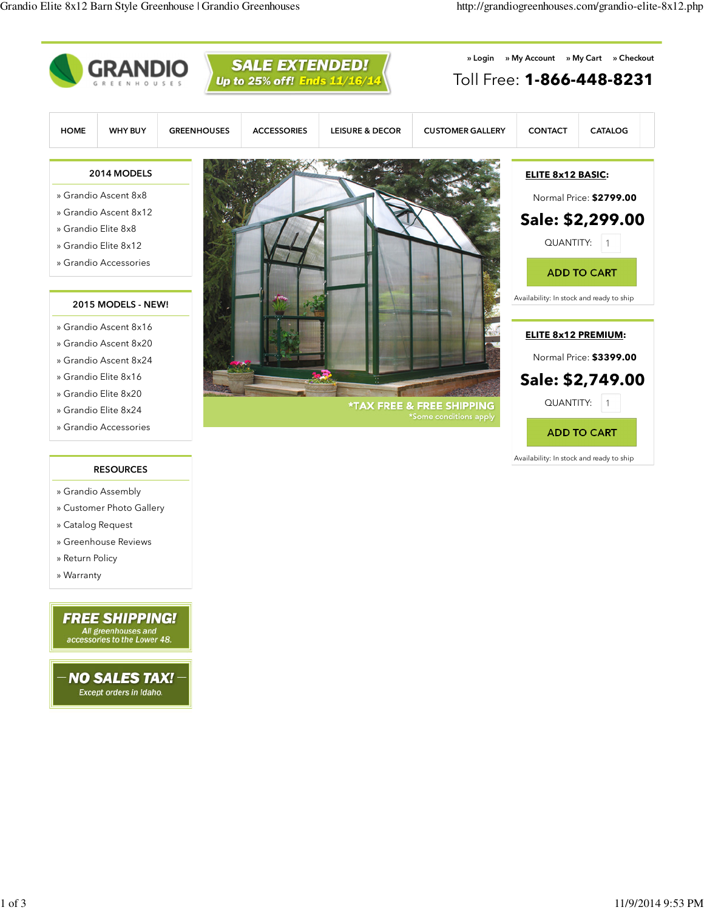GRANDIO GREENHOUSES

**SALE EXTENDED!** Up to 25% off! Ends 11/16/14

» Login » My Account » My Cart » Checkout

Toll Free: **1-866-448-8231**

HOME | WHY BUY | GREENHOUSES | ACCESSORIES | LEISURE & DECOR | CUSTOMER GALLERY | CONTACT | CATALOG

### 2014 MODELS

- » Grandio Ascent 8x8
- » Grandio Ascent 8x12
- » Grandio Elite 8x8
- » Grandio Elite 8x12
- » Grandio Accessories

### 2015 MODELS - NEW!

- » Grandio Ascent 8x16
- » Grandio Ascent 8x20
- » Grandio Ascent 8x24
- » Grandio Elite 8x16
- » Grandio Elite 8x20
- » Grandio Elite 8x24
- » Grandio Accessories

### RESOURCES

- » Grandio Assembly
- » Customer Photo Gallery
- » Catalog Request
- » Greenhouse Reviews
- » Return Policy
- » Warranty

**FREE SHIPPING!** All greenhouses and accessories to the Lower 48.

**NO SALES TAX!** Except orders in Idaho.

*TAX FREE & FREE SHIPPING
*Some conditions apply

### ELITE 8x12 BASIC:

Normal Price: **$2799.00**

**Sale: $2,299.00**

QUANTITY: 1

ADD TO CART

Availability: In stock and ready to ship

### ELITE 8x12 PREMIUM:

Normal Price: **$3399.00**

**Sale: $2,749.00**

QUANTITY: 1

ADD TO CART

Availability: In stock and ready to ship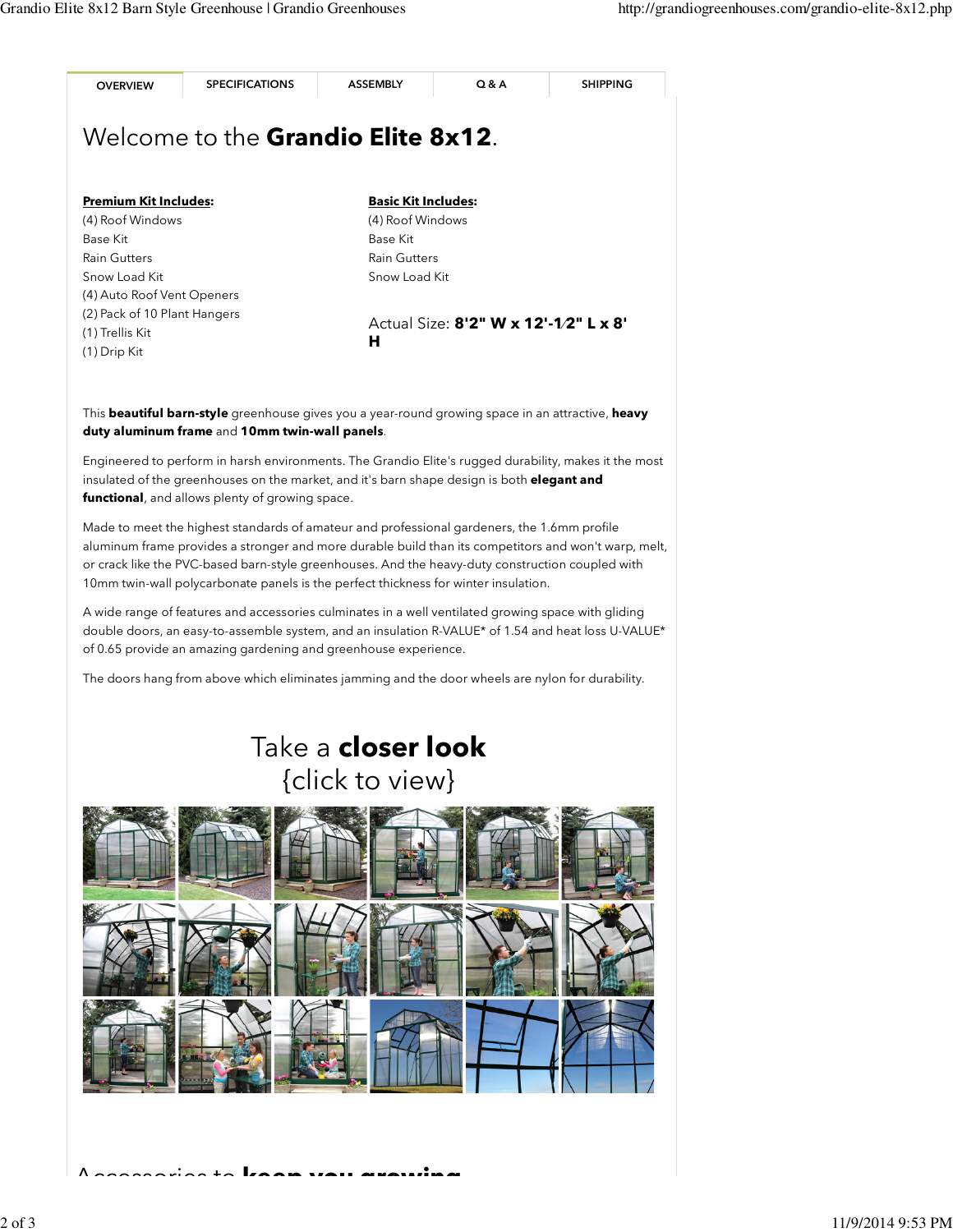OVERVIEW | SPECIFICATIONS | ASSEMBLY | Q & A | SHIPPING

# Welcome to the **Grandio Elite 8x12**.

**Premium Kit Includes:**

(4) Roof Windows
Base Kit
Rain Gutters
Snow Load Kit
(4) Auto Roof Vent Openers
(2) Pack of 10 Plant Hangers
(1) Trellis Kit
(1) Drip Kit

**Basic Kit Includes:**

(4) Roof Windows
Base Kit
Rain Gutters
Snow Load Kit

Actual Size: **8'2" W x 12'-1⁄2" L x 8' H**

This **beautiful barn-style** greenhouse gives you a year-round growing space in an attractive, **heavy duty aluminum frame** and **10mm twin-wall panels**.

Engineered to perform in harsh environments. The Grandio Elite's rugged durability, makes it the most insulated of the greenhouses on the market, and it's barn shape design is both **elegant and functional**, and allows plenty of growing space.

Made to meet the highest standards of amateur and professional gardeners, the 1.6mm profile aluminum frame provides a stronger and more durable build than its competitors and won't warp, melt, or crack like the PVC-based barn-style greenhouses. And the heavy-duty construction coupled with 10mm twin-wall polycarbonate panels is the perfect thickness for winter insulation.

A wide range of features and accessories culminates in a well ventilated growing space with gliding double doors, an easy-to-assemble system, and an insulation R-VALUE* of 1.54 and heat loss U-VALUE* of 0.65 provide an amazing gardening and greenhouse experience.

The doors hang from above which eliminates jamming and the door wheels are nylon for durability.

## Take a **closer look**
{click to view}

## Accessories to **keep you growing**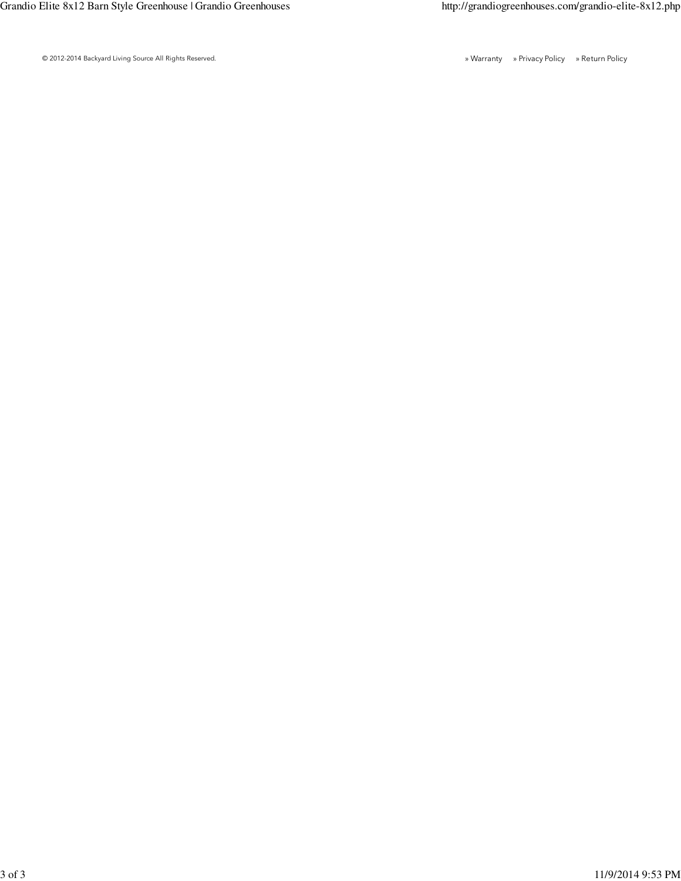© 2012-2014 Backyard Living Source All Rights Reserved.

» Warranty » Privacy Policy » Return Policy